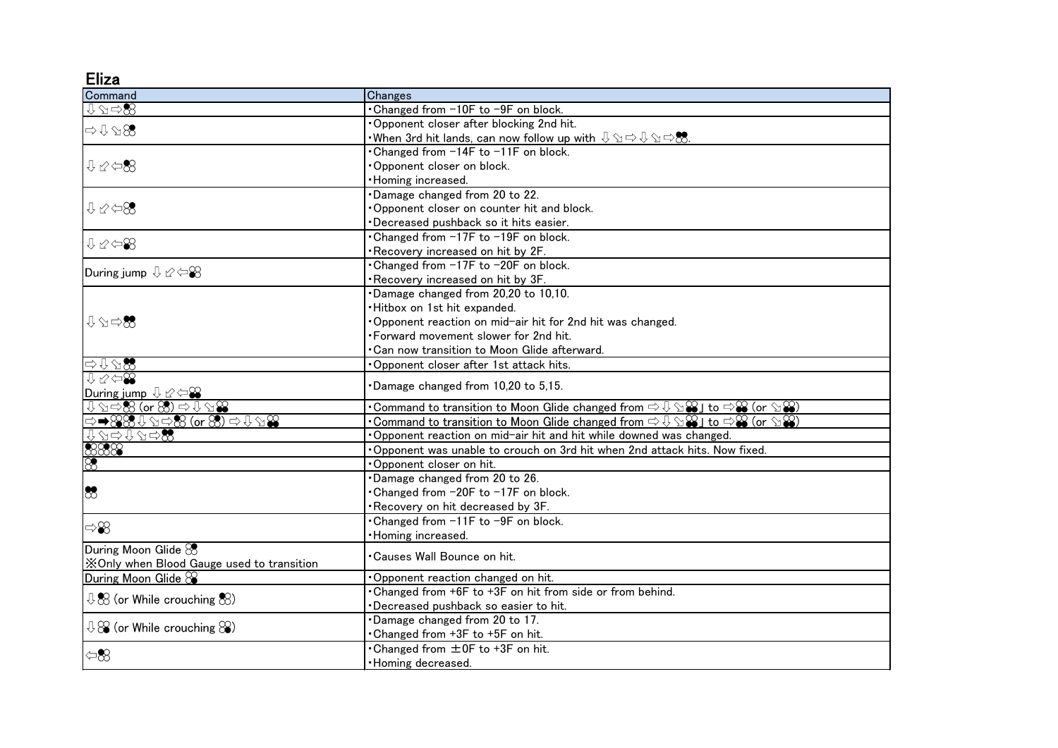# Eliza

| Command | Changes |
| --- | --- |
| ⇩⇘⇨2 | ・Changed from -10F to -9F on block. |
| ⇨⇩⇘2 | ・Opponent closer after blocking 2nd hit.<br>・When 3rd hit lands, can now follow up with ⇩⇘⇨⇩⇘⇨1. |
| ⇩⇙⇦1 | ・Changed from -14F to -11F on block.<br>・Opponent closer on block.<br>・Homing increased. |
| ⇩⇙⇦2 | ・Damage changed from 20 to 22.<br>・Opponent closer on counter hit and block.<br>・Decreased pushback so it hits easier. |
| ⇩⇙⇦3 | ・Changed from -17F to -19F on block.<br>・Recovery increased on hit by 2F. |
| During jump ⇩⇙⇦3 | ・Changed from -17F to -20F on block.<br>・Recovery increased on hit by 3F. |
| ⇩⇘⇨1+2 | ・Damage changed from 20,20 to 10,10.<br>・Hitbox on 1st hit expanded.<br>・Opponent reaction on mid-air hit for 2nd hit was changed.<br>・Forward movement slower for 2nd hit.<br>・Can now transition to Moon Glide afterward. |
| ⇨⇩⇘1+2 | ・Opponent closer after 1st attack hits. |
| ⇩⇙⇦3+4<br>During jump ⇩⇙⇦3+4 | ・Damage changed from 10,20 to 5,15. |
| ⇩⇘⇨1 (or 2) ⇨⇩⇘3+4 | ・Command to transition to Moon Glide changed from ⇨⇩⇘3+4」to ⇨3+4 (or ⇘3+4) |
| ⇨➡1 2 ⇩⇘⇨1 (or 2) ⇨⇩⇘3+4 | ・Command to transition to Moon Glide changed from ⇨⇩⇘3+4」to ⇨3+4 (or ⇘3+4) |
| ⇩⇘⇨⇩⇘⇨1+2 | ・Opponent reaction on mid-air hit and hit while downed was changed. |
| 1 2 4 | ・Opponent was unable to crouch on 3rd hit when 2nd attack hits. Now fixed. |
| 3 | ・Opponent closer on hit. |
| 1+2 | ・Damage changed from 20 to 26.<br>・Changed from -20F to -17F on block.<br>・Recovery on hit decreased by 3F. |
| ⇨2 | ・Changed from -11F to -9F on block.<br>・Homing increased. |
| During Moon Glide 2<br>※Only when Blood Gauge used to transition | ・Causes Wall Bounce on hit. |
| During Moon Glide 4 | ・Opponent reaction changed on hit. |
| ⇩1 (or While crouching 1) | ・Changed from +6F to +3F on hit from side or from behind.<br>・Decreased pushback so easier to hit. |
| ⇩3 (or While crouching 3) | ・Damage changed from 20 to 17.<br>・Changed from +3F to +5F on hit. |
| ⇦1 | ・Changed from ±0F to +3F on hit.<br>・Homing decreased. |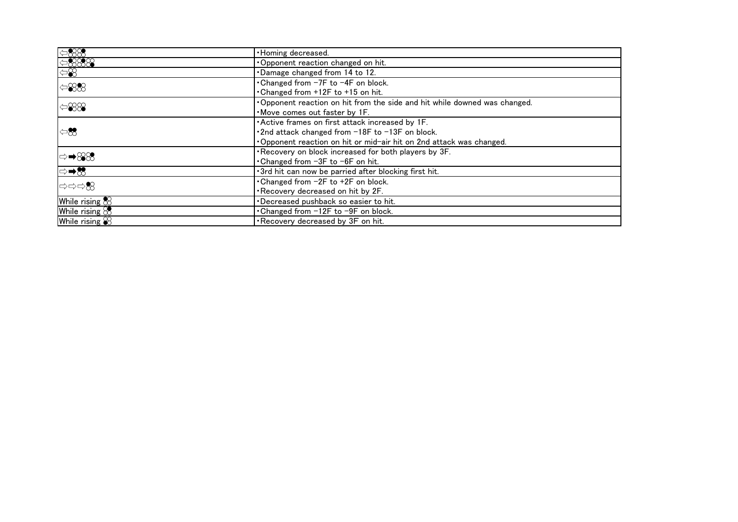| | |
|---|---|
| ⇦1,2 | ・Homing decreased. |
| ⇦1,2,4 | ・Opponent reaction changed on hit. |
| ⇦3 | ・Damage changed from 14 to 12. |
| ⇦3,1 | ・Changed from -7F to -4F on block.<br>・Changed from +12F to +15 on hit. |
| ⇦3,4 | ・Opponent reaction on hit from the side and hit while downed was changed.<br>・Move comes out faster by 1F. |
| ⇦1+2 | ・Active frames on first attack increased by 1F.<br>・2nd attack changed from -18F to -13F on block.<br>・Opponent reaction on hit or mid-air hit on 2nd attack was changed. |
| ⇨➡3,2 | ・Recovery on block increased for both players by 3F.<br>・Changed from -3F to -6F on hit. |
| ⇨➡1+2 | ・3rd hit can now be parried after blocking first hit. |
| ⇨⇨⇨1 | ・Changed from -2F to +2F on block.<br>・Recovery decreased on hit by 2F. |
| While rising 1 | ・Decreased pushback so easier to hit. |
| While rising 2 | ・Changed from -12F to -9F on block. |
| While rising 3 | ・Recovery decreased by 3F on hit. |